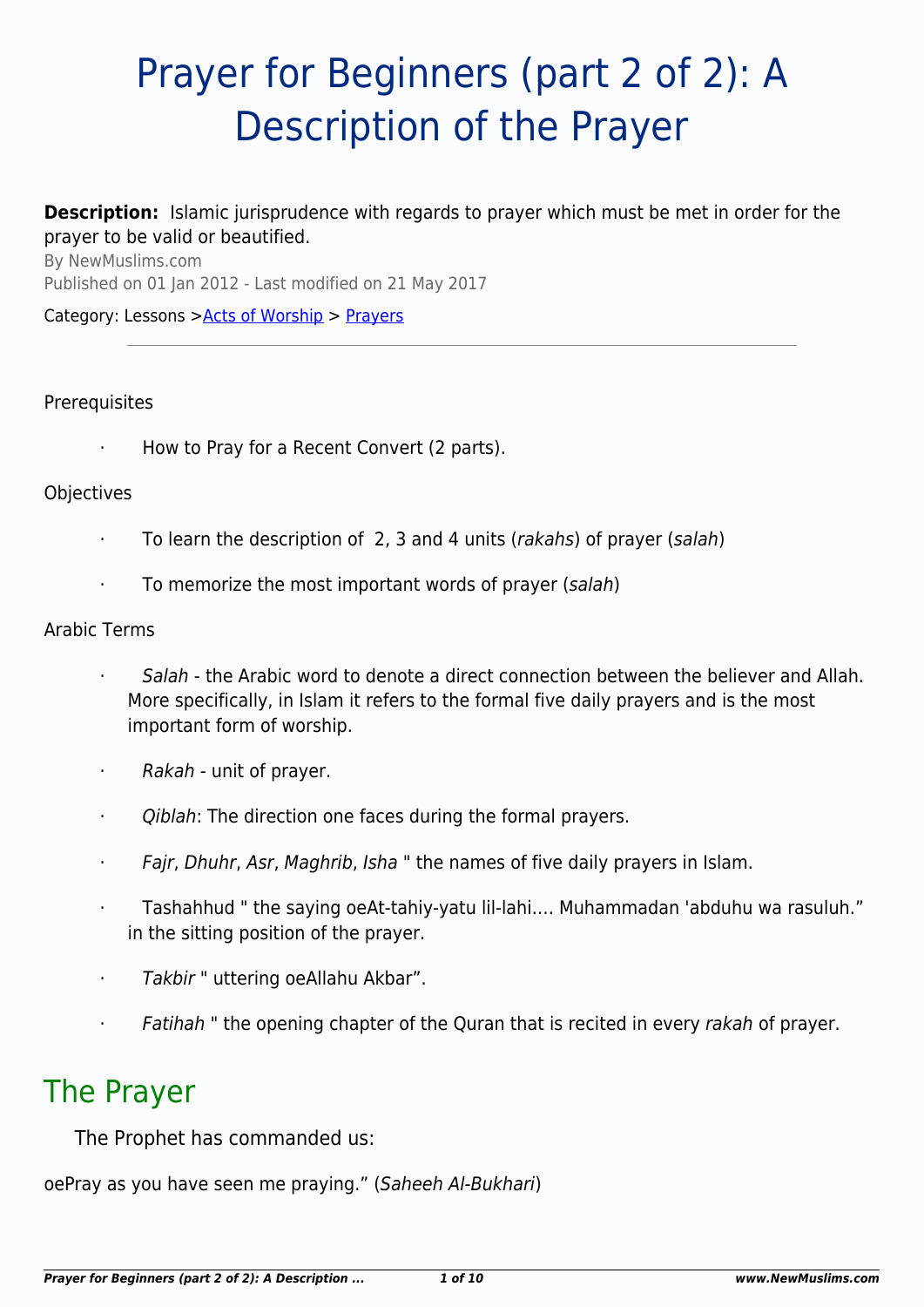# Prayer for Beginners (part 2 of 2): A Description of the Prayer

**Description:** Islamic jurisprudence with regards to prayer which must be met in order for the prayer to be valid or beautified.

By NewMuslims.com

Published on 01 Jan 2012 - Last modified on 21 May 2017

Category: Lessons > Acts of Worship > Prayers

---

Prerequisites

- How to Pray for a Recent Convert (2 parts).

Objectives

- To learn the description of 2, 3 and 4 units (*rakahs*) of prayer (*salah*)
- To memorize the most important words of prayer (*salah*)

Arabic Terms

- *Salah* - the Arabic word to denote a direct connection between the believer and Allah. More specifically, in Islam it refers to the formal five daily prayers and is the most important form of worship.
- *Rakah* - unit of prayer.
- *Qiblah*: The direction one faces during the formal prayers.
- *Fajr*, *Dhuhr*, *Asr*, *Maghrib*, *Isha* " the names of five daily prayers in Islam.
- Tashahhud " the saying oeAt-tahiy-yatu lil-lahi…. Muhammadan 'abduhu wa rasuluh." in the sitting position of the prayer.
- *Takbir* " uttering oeAllahu Akbar".
- *Fatihah* " the opening chapter of the Quran that is recited in every *rakah* of prayer.

## The Prayer

The Prophet has commanded us:

oePray as you have seen me praying." (*Saheeh Al-Bukhari*)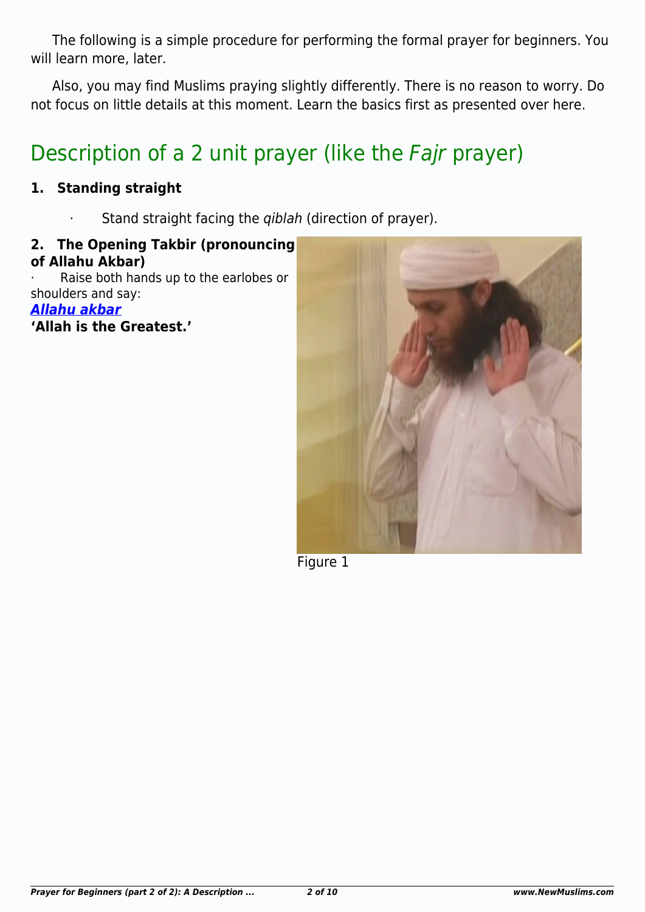The following is a simple procedure for performing the formal prayer for beginners. You will learn more, later.

Also, you may find Muslims praying slightly differently. There is no reason to worry. Do not focus on little details at this moment. Learn the basics first as presented over here.

## Description of a 2 unit prayer (like the *Fajr* prayer)

**1. Standing straight**

- Stand straight facing the *qiblah* (direction of prayer).

**2. The Opening Takbir (pronouncing of Allahu Akbar)**

- Raise both hands up to the earlobes or shoulders and say:

***Allahu akbar***

**'Allah is the Greatest.'**

Figure 1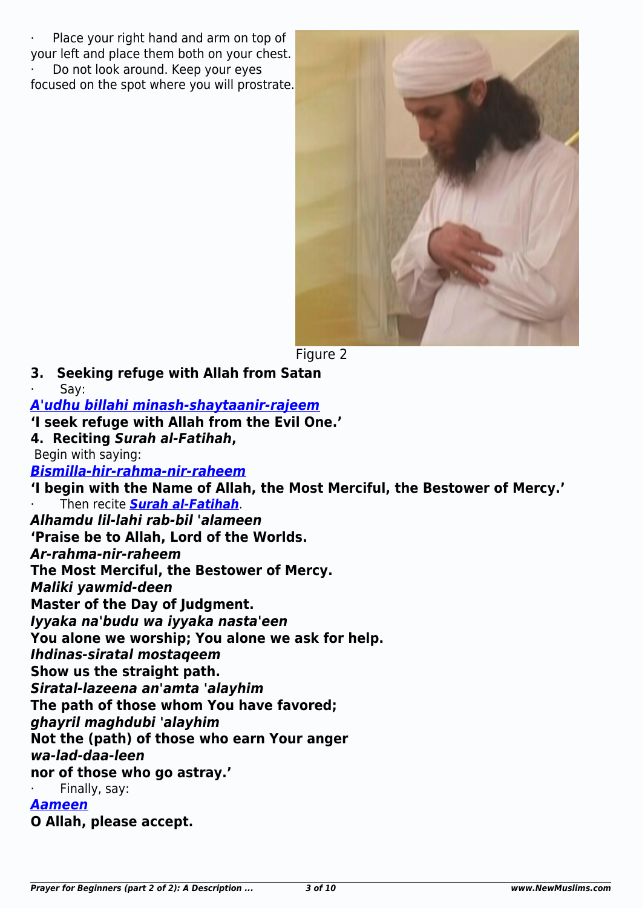- Place your right hand and arm on top of your left and place them both on your chest.
- Do not look around. Keep your eyes focused on the spot where you will prostrate.

Figure 2

**3. Seeking refuge with Allah from Satan**

- Say:

***A'udhu billahi minash-shaytaanir-rajeem***

**'I seek refuge with Allah from the Evil One.'**

**4. Reciting *Surah al-Fatihah*,**

Begin with saying:

***Bismilla-hir-rahma-nir-raheem***

**'I begin with the Name of Allah, the Most Merciful, the Bestower of Mercy.'**

- Then recite ***Surah al-Fatihah***.

***Alhamdu lil-lahi rab-bil 'alameen***

**'Praise be to Allah, Lord of the Worlds.**

***Ar-rahma-nir-raheem***

**The Most Merciful, the Bestower of Mercy.**

***Maliki yawmid-deen***

**Master of the Day of Judgment.**

***Iyyaka na'budu wa iyyaka nasta'een***

**You alone we worship; You alone we ask for help.**

***Ihdinas-siratal mostaqeem***

**Show us the straight path.**

***Siratal-lazeena an'amta 'alayhim***

**The path of those whom You have favored;**

***ghayril maghdubi 'alayhim***

**Not the (path) of those who earn Your anger**

***wa-lad-daa-leen***

**nor of those who go astray.'**

- Finally, say:

***Aameen***

**O Allah, please accept.**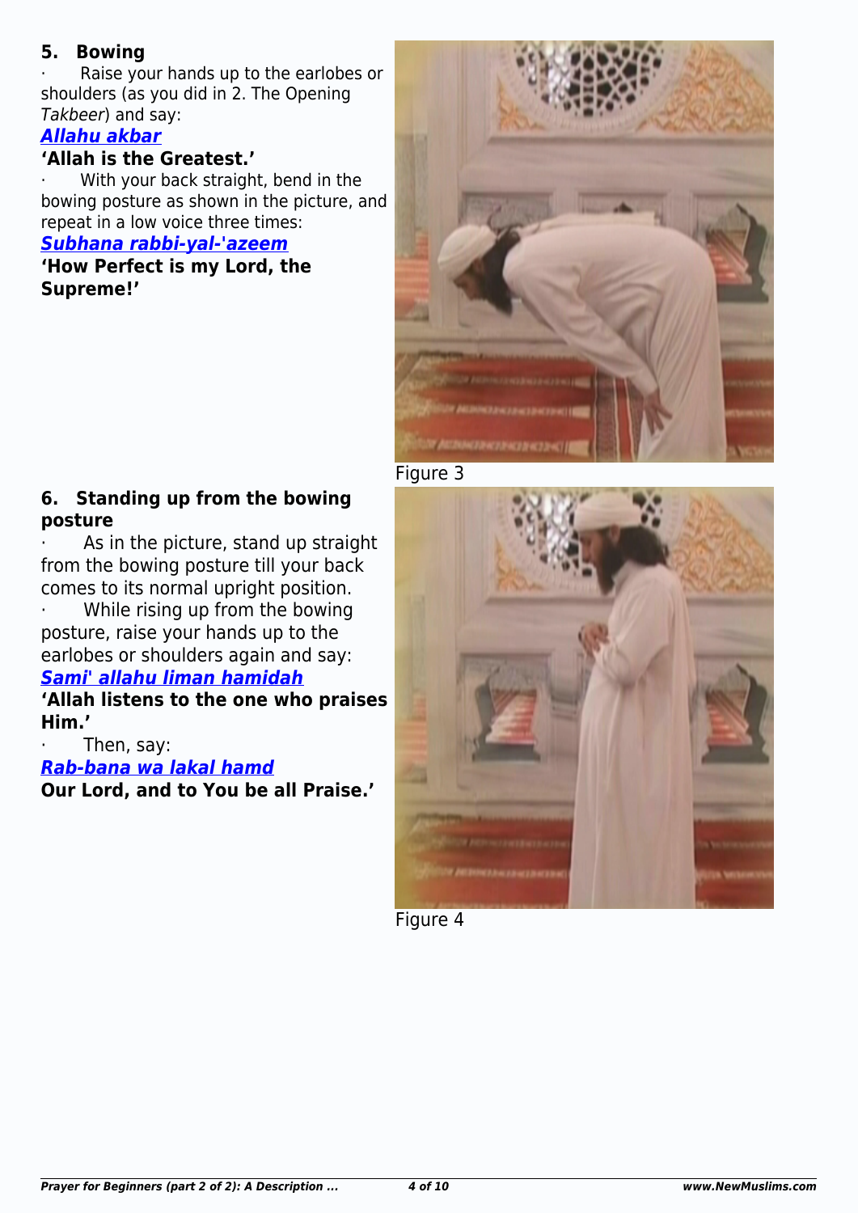### 5. Bowing

· Raise your hands up to the earlobes or shoulders (as you did in 2. The Opening *Takbeer*) and say:

***Allahu akbar***

**'Allah is the Greatest.'**

· With your back straight, bend in the bowing posture as shown in the picture, and repeat in a low voice three times:

***Subhana rabbi-yal-'azeem***

**'How Perfect is my Lord, the Supreme!'**

Figure 3

### 6. Standing up from the bowing posture

· As in the picture, stand up straight from the bowing posture till your back comes to its normal upright position.

· While rising up from the bowing posture, raise your hands up to the earlobes or shoulders again and say:

***Sami' allahu liman hamidah***

**'Allah listens to the one who praises Him.'**

· Then, say:

***Rab-bana wa lakal hamd***

**Our Lord, and to You be all Praise.'**

Figure 4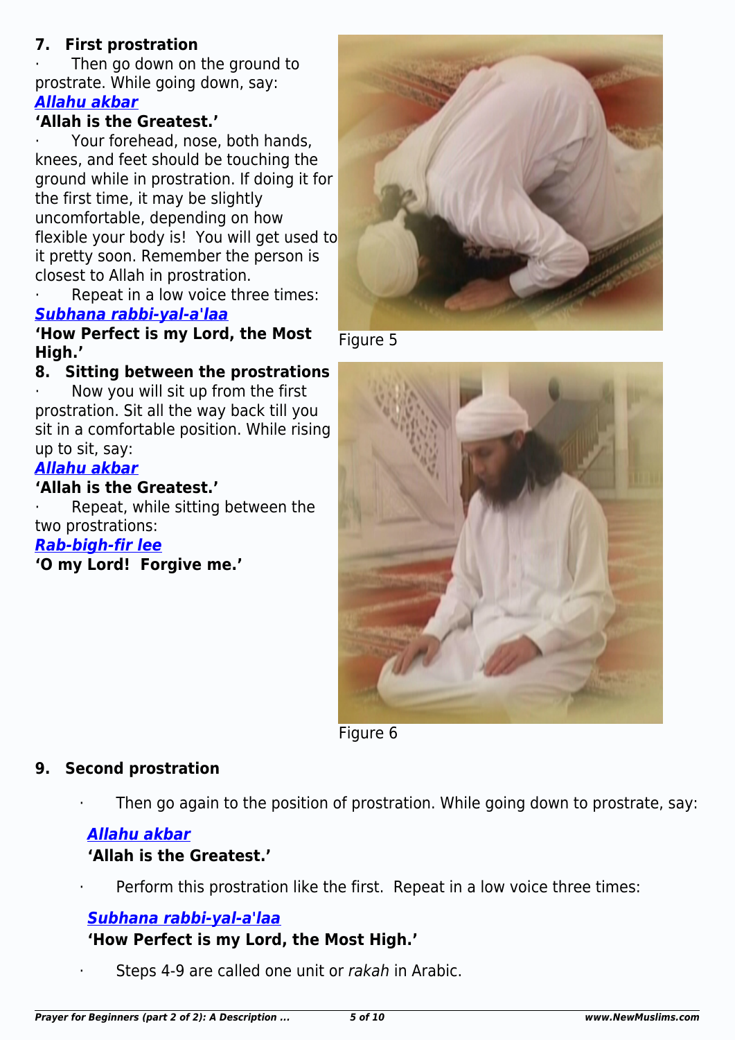### 7. First prostration

- Then go down on the ground to prostrate. While going down, say:

***Allahu akbar***

**'Allah is the Greatest.'**

- Your forehead, nose, both hands, knees, and feet should be touching the ground while in prostration. If doing it for the first time, it may be slightly uncomfortable, depending on how flexible your body is! You will get used to it pretty soon. Remember the person is closest to Allah in prostration.
- Repeat in a low voice three times:

***Subhana rabbi-yal-a'laa***

**'How Perfect is my Lord, the Most High.'**

Figure 5

### 8. Sitting between the prostrations

- Now you will sit up from the first prostration. Sit all the way back till you sit in a comfortable position. While rising up to sit, say:

***Allahu akbar***

**'Allah is the Greatest.'**

- Repeat, while sitting between the two prostrations:

***Rab-bigh-fir lee***

**'O my Lord! Forgive me.'**

Figure 6

### 9. Second prostration

- Then go again to the position of prostration. While going down to prostrate, say:

***Allahu akbar***

**'Allah is the Greatest.'**

- Perform this prostration like the first. Repeat in a low voice three times:

***Subhana rabbi-yal-a'laa***

**'How Perfect is my Lord, the Most High.'**

- Steps 4-9 are called one unit or *rakah* in Arabic.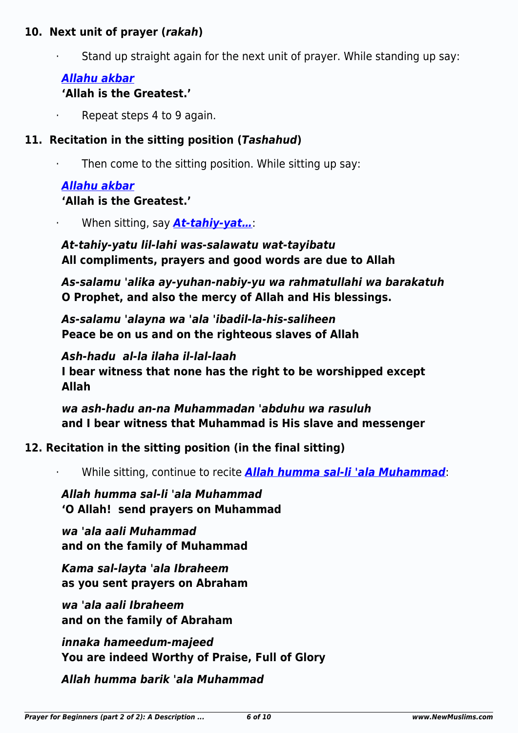## 10. Next unit of prayer (*rakah*)

- Stand up straight again for the next unit of prayer. While standing up say:

***Allahu akbar***
**'Allah is the Greatest.'**

- Repeat steps 4 to 9 again.

## 11. Recitation in the sitting position (*Tashahud*)

- Then come to the sitting position. While sitting up say:

***Allahu akbar***
**'Allah is the Greatest.'**

- When sitting, say ***At-tahiy-yat…***:

***At-tahiy-yatu lil-lahi was-salawatu wat-tayibatu***
**All compliments, prayers and good words are due to Allah**

***As-salamu 'alika ay-yuhan-nabiy-yu wa rahmatullahi wa barakatuh***
**O Prophet, and also the mercy of Allah and His blessings.**

***As-salamu 'alayna wa 'ala 'ibadil-la-his-saliheen***
**Peace be on us and on the righteous slaves of Allah**

***Ash-hadu al-la ilaha il-lal-laah***
**I bear witness that none has the right to be worshipped except Allah**

***wa ash-hadu an-na Muhammadan 'abduhu wa rasuluh***
**and I bear witness that Muhammad is His slave and messenger**

## 12. Recitation in the sitting position (in the final sitting)

- While sitting, continue to recite ***Allah humma sal-li 'ala Muhammad***:

***Allah humma sal-li 'ala Muhammad***
**'O Allah! send prayers on Muhammad**

***wa 'ala aali Muhammad***
**and on the family of Muhammad**

***Kama sal-layta 'ala Ibraheem***
**as you sent prayers on Abraham**

***wa 'ala aali Ibraheem***
**and on the family of Abraham**

***innaka hameedum-majeed***
**You are indeed Worthy of Praise, Full of Glory**

***Allah humma barik 'ala Muhammad***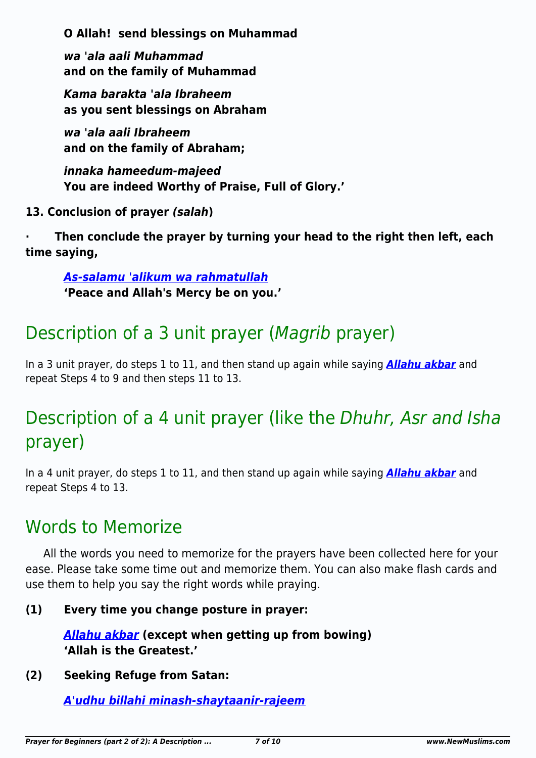**O Allah!  send blessings on Muhammad**

***wa 'ala aali Muhammad***
**and on the family of Muhammad**

***Kama barakta 'ala Ibraheem***
**as you sent blessings on Abraham**

***wa 'ala aali Ibraheem***
**and on the family of Abraham;**

***innaka hameedum-majeed***
**You are indeed Worthy of Praise, Full of Glory.'**

**13. Conclusion of prayer *(salah*)**

**· Then conclude the prayer by turning your head to the right then left, each time saying,**

***As-salamu 'alikum wa rahmatullah***
**'Peace and Allah's Mercy be on you.'**

## Description of a 3 unit prayer (*Magrib* prayer)

In a 3 unit prayer, do steps 1 to 11, and then stand up again while saying ***Allahu akbar*** and repeat Steps 4 to 9 and then steps 11 to 13.

## Description of a 4 unit prayer (like the *Dhuhr, Asr and Isha* prayer)

In a 4 unit prayer, do steps 1 to 11, and then stand up again while saying ***Allahu akbar*** and repeat Steps 4 to 13.

## Words to Memorize

All the words you need to memorize for the prayers have been collected here for your ease. Please take some time out and memorize them. You can also make flash cards and use them to help you say the right words while praying.

**(1) Every time you change posture in prayer:**

***Allahu akbar*** **(except when getting up from bowing)**
**'Allah is the Greatest.'**

**(2) Seeking Refuge from Satan:**

***A'udhu billahi minash-shaytaanir-rajeem***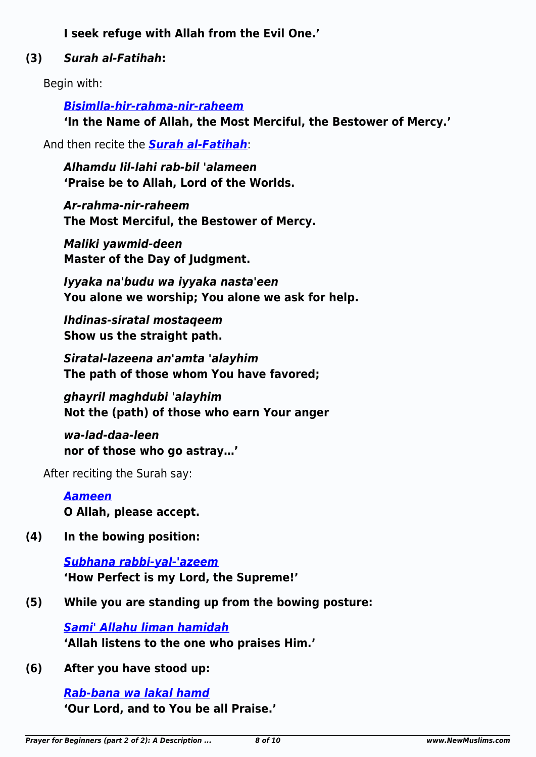**I seek refuge with Allah from the Evil One.'**

**(3) *Surah al-Fatihah*:**

Begin with:

***Bisimlla-hir-rahma-nir-raheem***
**'In the Name of Allah, the Most Merciful, the Bestower of Mercy.'**

And then recite the ***Surah al-Fatihah***:

***Alhamdu lil-lahi rab-bil 'alameen***
**'Praise be to Allah, Lord of the Worlds.**

***Ar-rahma-nir-raheem***
**The Most Merciful, the Bestower of Mercy.**

***Maliki yawmid-deen***
**Master of the Day of Judgment.**

***Iyyaka na'budu wa iyyaka nasta'een***
**You alone we worship; You alone we ask for help.**

***Ihdinas-siratal mostaqeem***
**Show us the straight path.**

***Siratal-lazeena an'amta 'alayhim***
**The path of those whom You have favored;**

***ghayril maghdubi 'alayhim***
**Not the (path) of those who earn Your anger**

***wa-lad-daa-leen***
**nor of those who go astray…'**

After reciting the Surah say:

***Aameen***
**O Allah, please accept.**

**(4) In the bowing position:**

***Subhana rabbi-yal-'azeem***
**'How Perfect is my Lord, the Supreme!'**

**(5) While you are standing up from the bowing posture:**

***Sami' Allahu liman hamidah***
**'Allah listens to the one who praises Him.'**

**(6) After you have stood up:**

***Rab-bana wa lakal hamd***
**'Our Lord, and to You be all Praise.'**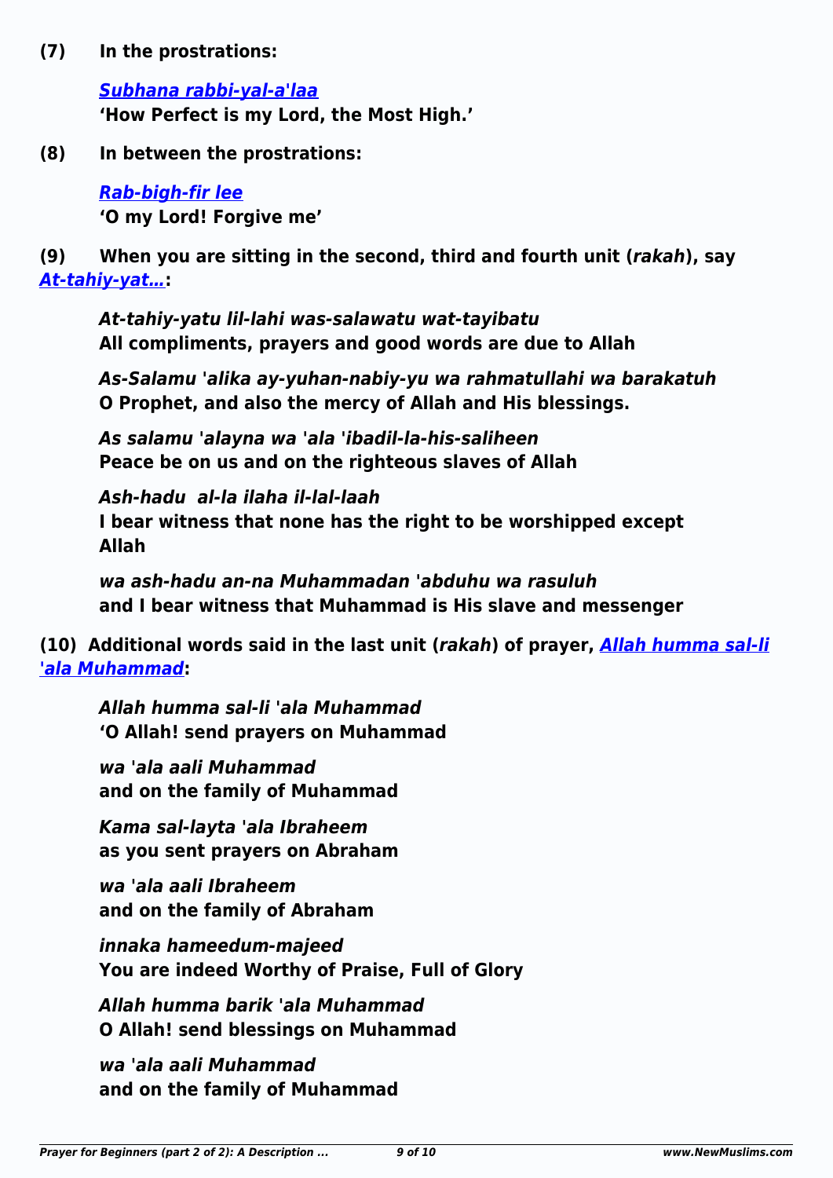**(7) In the prostrations:**

> ***Subhana rabbi-yal-a'laa***
> **'How Perfect is my Lord, the Most High.'**

**(8) In between the prostrations:**

> ***Rab-bigh-fir lee***
> **'O my Lord! Forgive me'**

**(9) When you are sitting in the second, third and fourth unit (*rakah*), say *At-tahiy-yat…*:**

> ***At-tahiy-yatu lil-lahi was-salawatu wat-tayibatu***
> **All compliments, prayers and good words are due to Allah**
>
> ***As-Salamu 'alika ay-yuhan-nabiy-yu wa rahmatullahi wa barakatuh***
> **O Prophet, and also the mercy of Allah and His blessings.**
>
> ***As salamu 'alayna wa 'ala 'ibadil-la-his-saliheen***
> **Peace be on us and on the righteous slaves of Allah**
>
> ***Ash-hadu al-la ilaha il-lal-laah***
> **I bear witness that none has the right to be worshipped except Allah**
>
> ***wa ash-hadu an-na Muhammadan 'abduhu wa rasuluh***
> **and I bear witness that Muhammad is His slave and messenger**

**(10) Additional words said in the last unit (*rakah*) of prayer, *Allah humma sal-li 'ala Muhammad*:**

> ***Allah humma sal-li 'ala Muhammad***
> **'O Allah! send prayers on Muhammad**
>
> ***wa 'ala aali Muhammad***
> **and on the family of Muhammad**
>
> ***Kama sal-layta 'ala Ibraheem***
> **as you sent prayers on Abraham**
>
> ***wa 'ala aali Ibraheem***
> **and on the family of Abraham**
>
> ***innaka hameedum-majeed***
> **You are indeed Worthy of Praise, Full of Glory**
>
> ***Allah humma barik 'ala Muhammad***
> **O Allah! send blessings on Muhammad**
>
> ***wa 'ala aali Muhammad***
> **and on the family of Muhammad**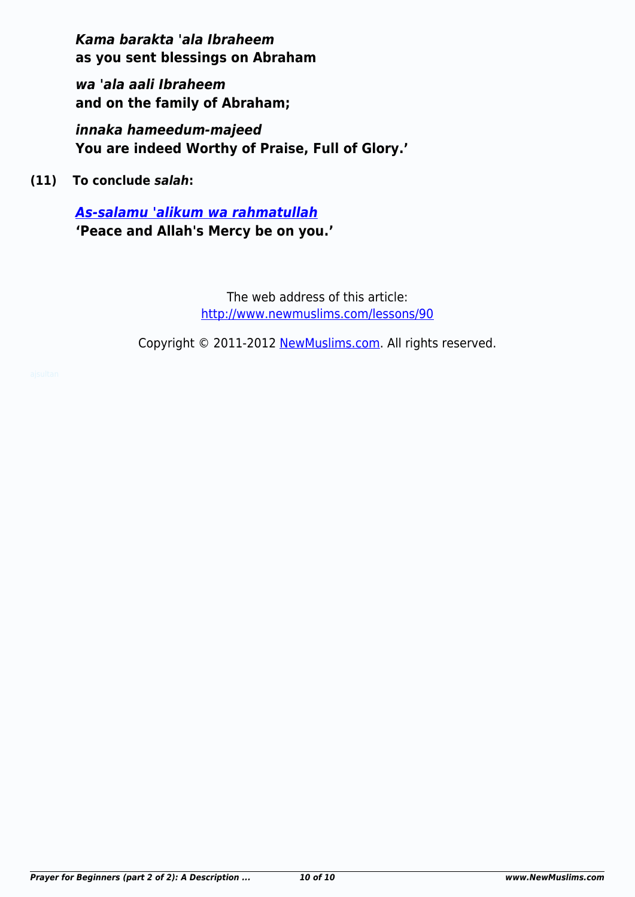***Kama barakta 'ala Ibraheem***
**as you sent blessings on Abraham**

***wa 'ala aali Ibraheem***
**and on the family of Abraham;**

***innaka hameedum-majeed***
**You are indeed Worthy of Praise, Full of Glory.'**

**(11) To conclude *salah*:**

***As-salamu 'alikum wa rahmatullah***
**'Peace and Allah's Mercy be on you.'**

The web address of this article:
http://www.newmuslims.com/lessons/90

Copyright © 2011-2012 NewMuslims.com. All rights reserved.

ajsultan